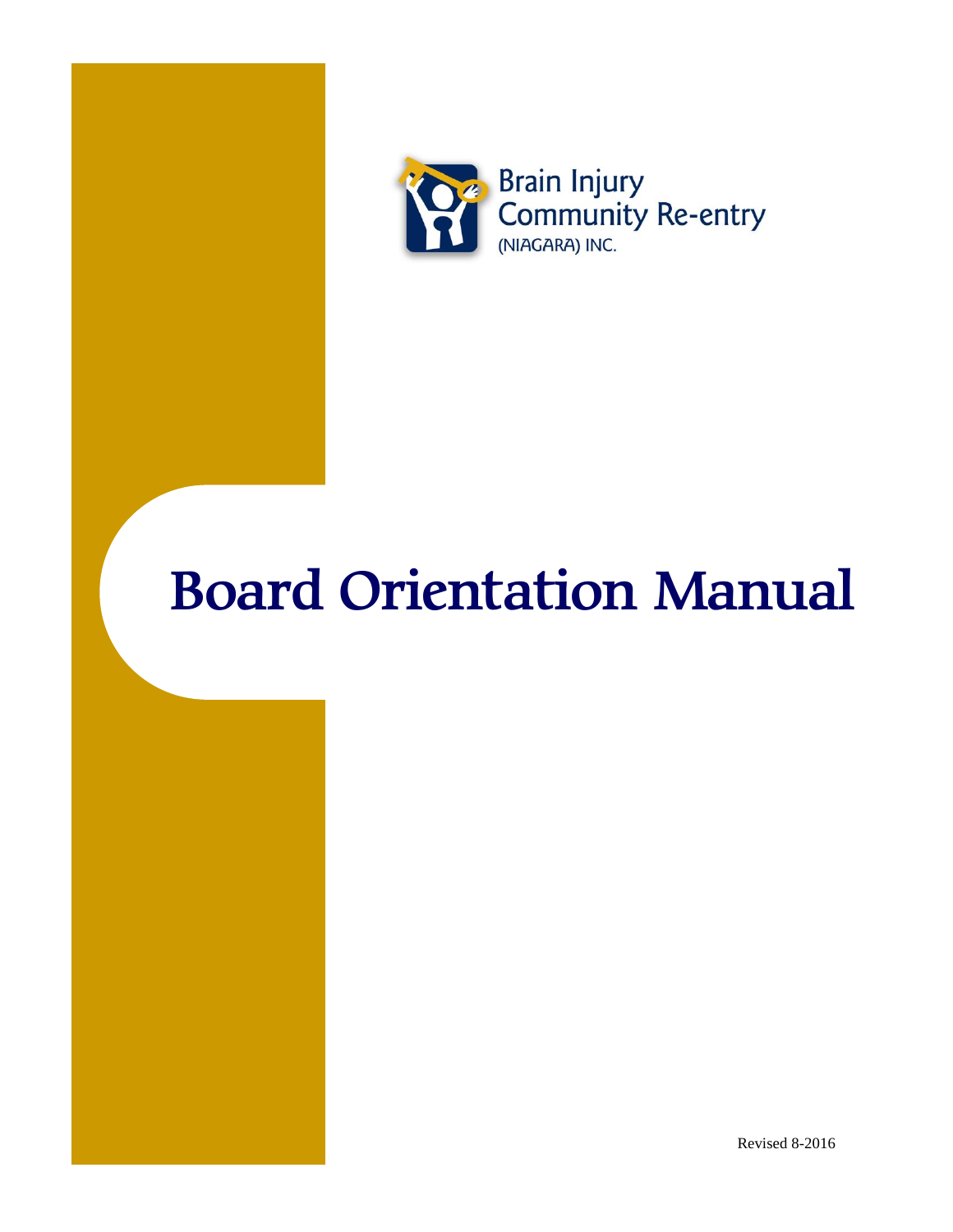Brain Injury
Community Re-entry
(NIAGARA) INC.

# Board Orientation Manual

Revised 8-2016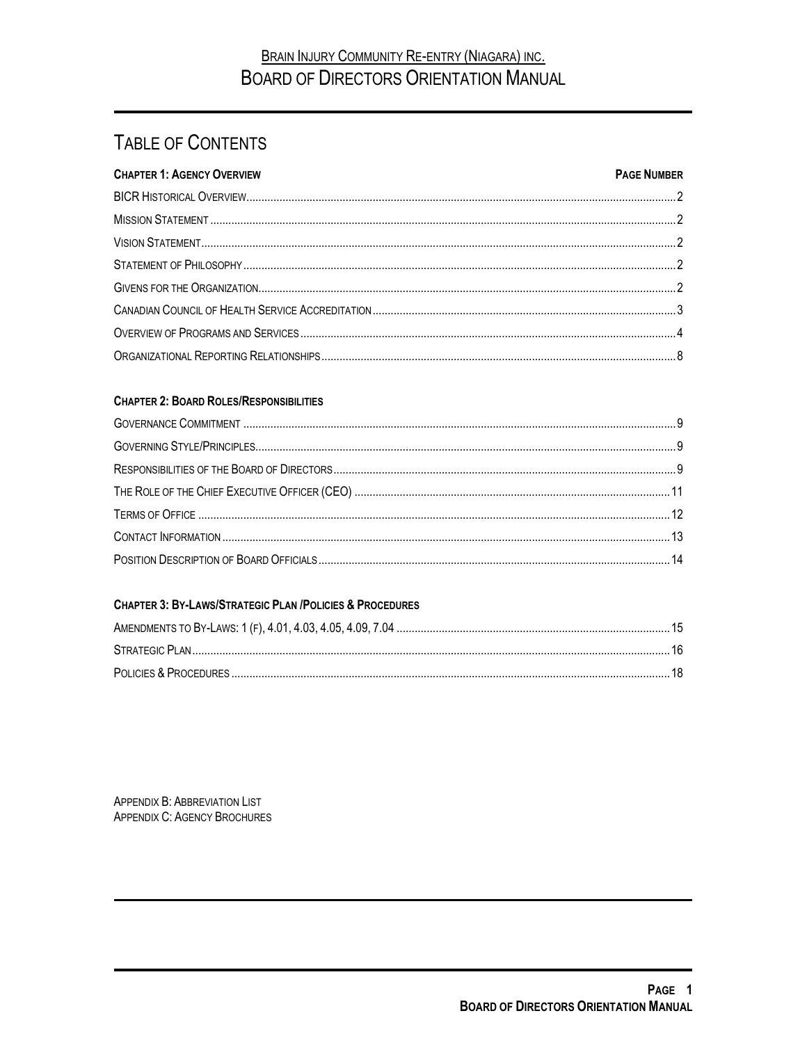# Brain Injury Community Re-entry (Niagara) Inc.

# Board of Directors Orientation Manual

## Table of Contents

| Chapter 1: Agency Overview | Page Number |
|---|---|
| BICR Historical Overview | 2 |
| Mission Statement | 2 |
| Vision Statement | 2 |
| Statement of Philosophy | 2 |
| Givens for the Organization | 2 |
| Canadian Council of Health Service Accreditation | 3 |
| Overview of Programs and Services | 4 |
| Organizational Reporting Relationships | 8 |

| Chapter 2: Board Roles/Responsibilities | |
|---|---|
| Governance Commitment | 9 |
| Governing Style/Principles | 9 |
| Responsibilities of the Board of Directors | 9 |
| The Role of the Chief Executive Officer (CEO) | 11 |
| Terms of Office | 12 |
| Contact Information | 13 |
| Position Description of Board Officials | 14 |

| Chapter 3: By-Laws/Strategic Plan /Policies & Procedures | |
|---|---|
| Amendments to By-Laws: 1 (f), 4.01, 4.03, 4.05, 4.09, 7.04 | 15 |
| Strategic Plan | 16 |
| Policies & Procedures | 18 |

Appendix B: Abbreviation List
Appendix C: Agency Brochures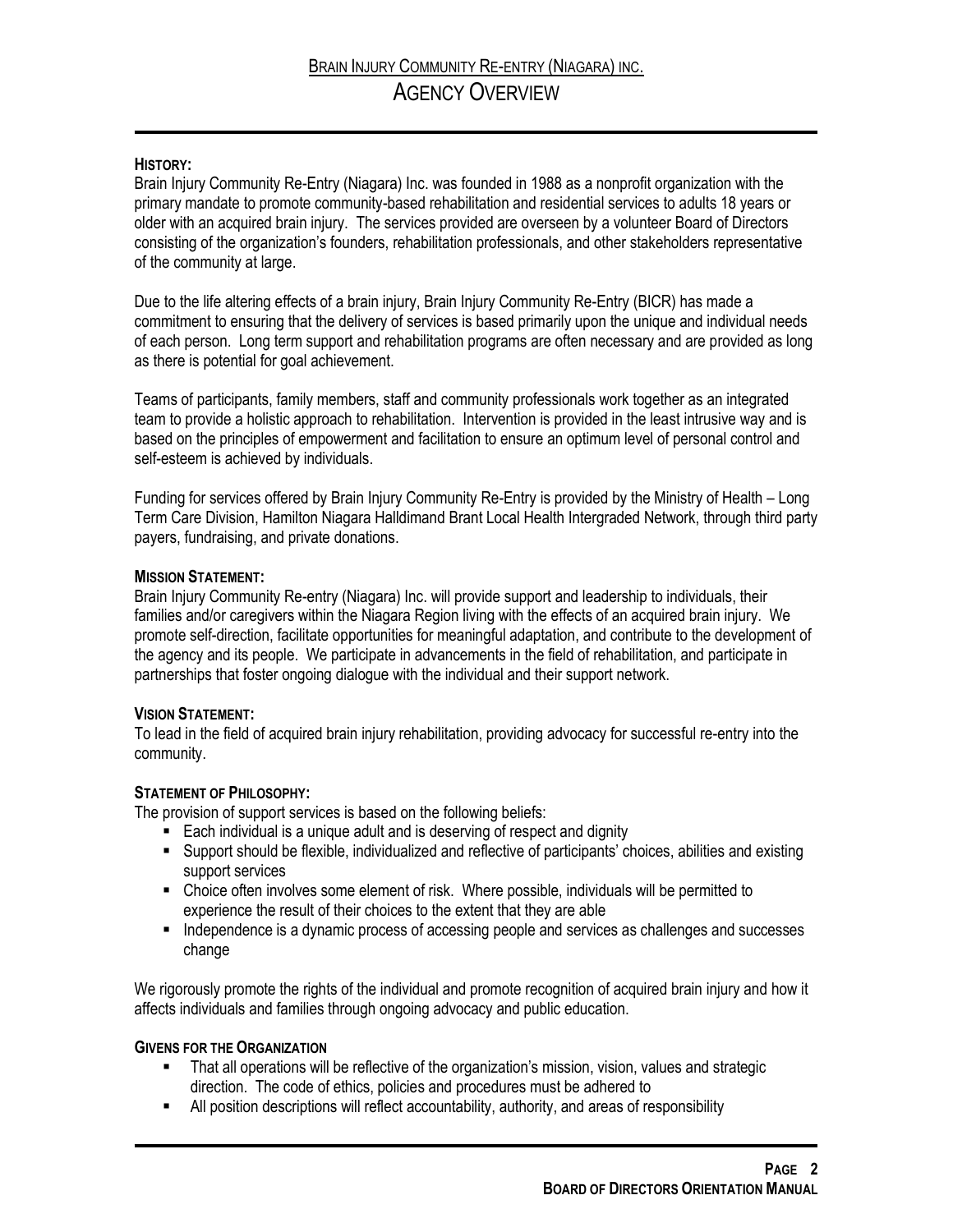# Brain Injury Community Re-entry (Niagara) Inc.

## Agency Overview

**History:**

Brain Injury Community Re-Entry (Niagara) Inc. was founded in 1988 as a nonprofit organization with the primary mandate to promote community-based rehabilitation and residential services to adults 18 years or older with an acquired brain injury. The services provided are overseen by a volunteer Board of Directors consisting of the organization's founders, rehabilitation professionals, and other stakeholders representative of the community at large.

Due to the life altering effects of a brain injury, Brain Injury Community Re-Entry (BICR) has made a commitment to ensuring that the delivery of services is based primarily upon the unique and individual needs of each person. Long term support and rehabilitation programs are often necessary and are provided as long as there is potential for goal achievement.

Teams of participants, family members, staff and community professionals work together as an integrated team to provide a holistic approach to rehabilitation. Intervention is provided in the least intrusive way and is based on the principles of empowerment and facilitation to ensure an optimum level of personal control and self-esteem is achieved by individuals.

Funding for services offered by Brain Injury Community Re-Entry is provided by the Ministry of Health – Long Term Care Division, Hamilton Niagara Halldimand Brant Local Health Intergraded Network, through third party payers, fundraising, and private donations.

**Mission Statement:**

Brain Injury Community Re-entry (Niagara) Inc. will provide support and leadership to individuals, their families and/or caregivers within the Niagara Region living with the effects of an acquired brain injury. We promote self-direction, facilitate opportunities for meaningful adaptation, and contribute to the development of the agency and its people. We participate in advancements in the field of rehabilitation, and participate in partnerships that foster ongoing dialogue with the individual and their support network.

**Vision Statement:**

To lead in the field of acquired brain injury rehabilitation, providing advocacy for successful re-entry into the community.

**Statement of Philosophy:**

The provision of support services is based on the following beliefs:

- Each individual is a unique adult and is deserving of respect and dignity
- Support should be flexible, individualized and reflective of participants' choices, abilities and existing support services
- Choice often involves some element of risk. Where possible, individuals will be permitted to experience the result of their choices to the extent that they are able
- Independence is a dynamic process of accessing people and services as challenges and successes change

We rigorously promote the rights of the individual and promote recognition of acquired brain injury and how it affects individuals and families through ongoing advocacy and public education.

**Givens for the Organization**

- That all operations will be reflective of the organization's mission, vision, values and strategic direction. The code of ethics, policies and procedures must be adhered to
- All position descriptions will reflect accountability, authority, and areas of responsibility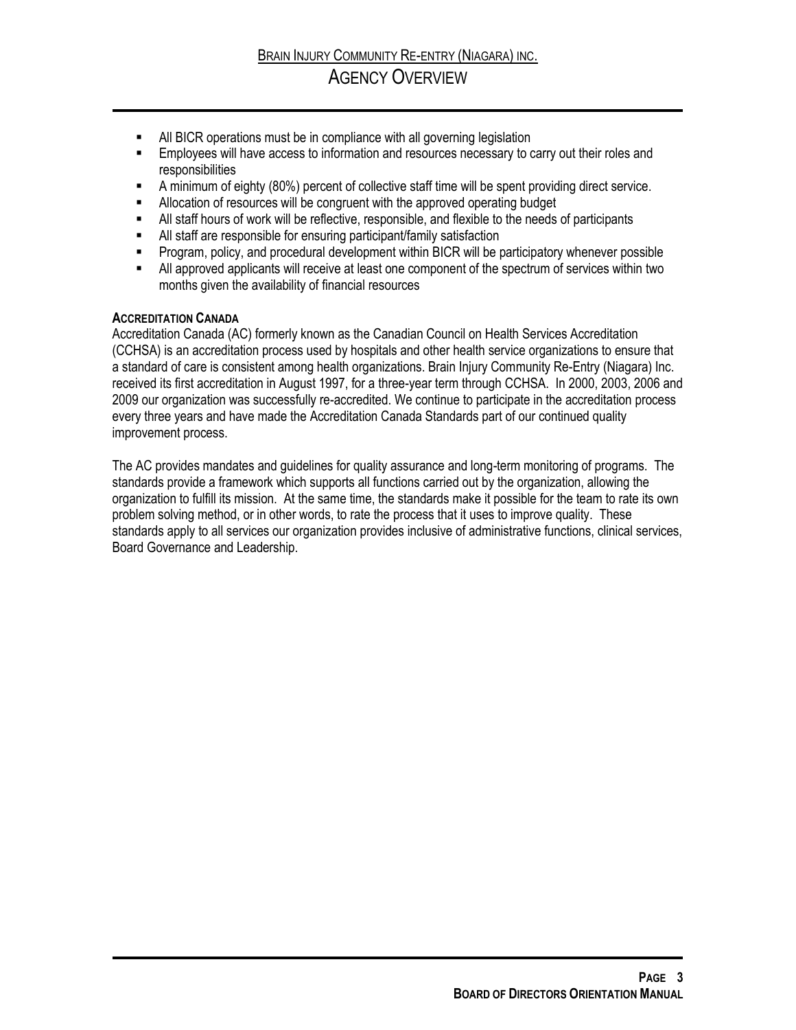- All BICR operations must be in compliance with all governing legislation
- Employees will have access to information and resources necessary to carry out their roles and responsibilities
- A minimum of eighty (80%) percent of collective staff time will be spent providing direct service.
- Allocation of resources will be congruent with the approved operating budget
- All staff hours of work will be reflective, responsible, and flexible to the needs of participants
- All staff are responsible for ensuring participant/family satisfaction
- Program, policy, and procedural development within BICR will be participatory whenever possible
- All approved applicants will receive at least one component of the spectrum of services within two months given the availability of financial resources

**ACCREDITATION CANADA**

Accreditation Canada (AC) formerly known as the Canadian Council on Health Services Accreditation (CCHSA) is an accreditation process used by hospitals and other health service organizations to ensure that a standard of care is consistent among health organizations. Brain Injury Community Re-Entry (Niagara) Inc. received its first accreditation in August 1997, for a three-year term through CCHSA. In 2000, 2003, 2006 and 2009 our organization was successfully re-accredited. We continue to participate in the accreditation process every three years and have made the Accreditation Canada Standards part of our continued quality improvement process.

The AC provides mandates and guidelines for quality assurance and long-term monitoring of programs. The standards provide a framework which supports all functions carried out by the organization, allowing the organization to fulfill its mission. At the same time, the standards make it possible for the team to rate its own problem solving method, or in other words, to rate the process that it uses to improve quality. These standards apply to all services our organization provides inclusive of administrative functions, clinical services, Board Governance and Leadership.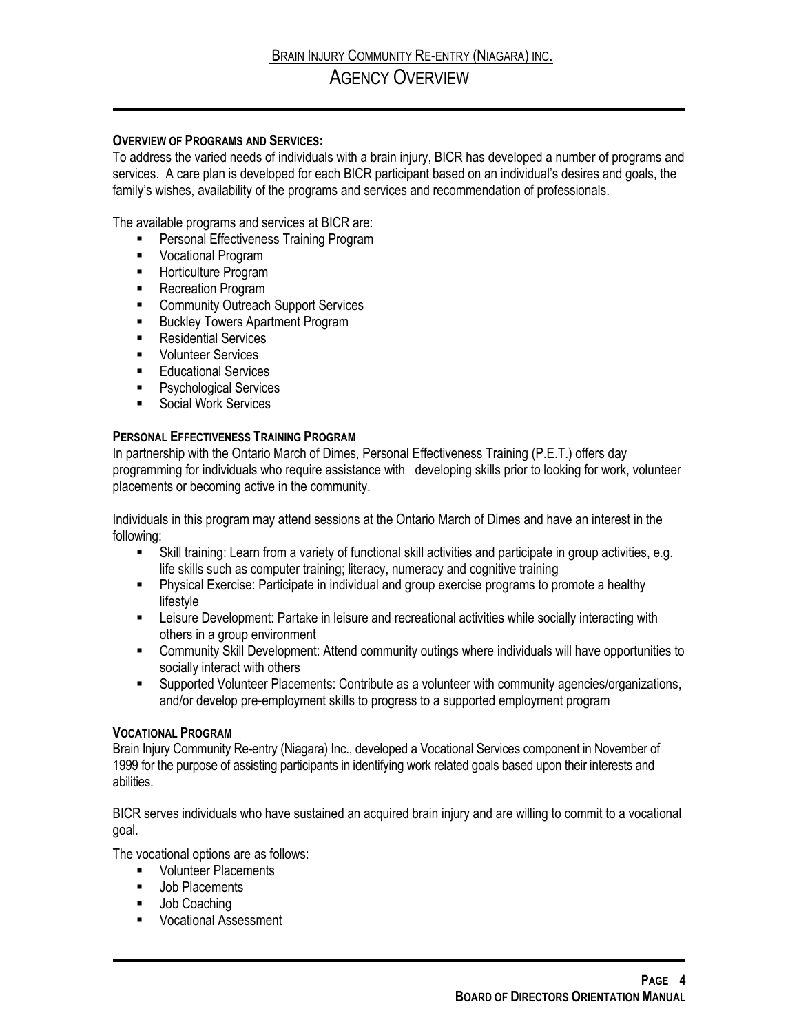# Brain Injury Community Re-entry (Niagara) Inc.

## Agency Overview

**OVERVIEW OF PROGRAMS AND SERVICES:**

To address the varied needs of individuals with a brain injury, BICR has developed a number of programs and services. A care plan is developed for each BICR participant based on an individual's desires and goals, the family's wishes, availability of the programs and services and recommendation of professionals.

The available programs and services at BICR are:

- Personal Effectiveness Training Program
- Vocational Program
- Horticulture Program
- Recreation Program
- Community Outreach Support Services
- Buckley Towers Apartment Program
- Residential Services
- Volunteer Services
- Educational Services
- Psychological Services
- Social Work Services

**PERSONAL EFFECTIVENESS TRAINING PROGRAM**

In partnership with the Ontario March of Dimes, Personal Effectiveness Training (P.E.T.) offers day programming for individuals who require assistance with developing skills prior to looking for work, volunteer placements or becoming active in the community.

Individuals in this program may attend sessions at the Ontario March of Dimes and have an interest in the following:

- Skill training: Learn from a variety of functional skill activities and participate in group activities, e.g. life skills such as computer training; literacy, numeracy and cognitive training
- Physical Exercise: Participate in individual and group exercise programs to promote a healthy lifestyle
- Leisure Development: Partake in leisure and recreational activities while socially interacting with others in a group environment
- Community Skill Development: Attend community outings where individuals will have opportunities to socially interact with others
- Supported Volunteer Placements: Contribute as a volunteer with community agencies/organizations, and/or develop pre-employment skills to progress to a supported employment program

**VOCATIONAL PROGRAM**

Brain Injury Community Re-entry (Niagara) Inc., developed a Vocational Services component in November of 1999 for the purpose of assisting participants in identifying work related goals based upon their interests and abilities.

BICR serves individuals who have sustained an acquired brain injury and are willing to commit to a vocational goal.

The vocational options are as follows:

- Volunteer Placements
- Job Placements
- Job Coaching
- Vocational Assessment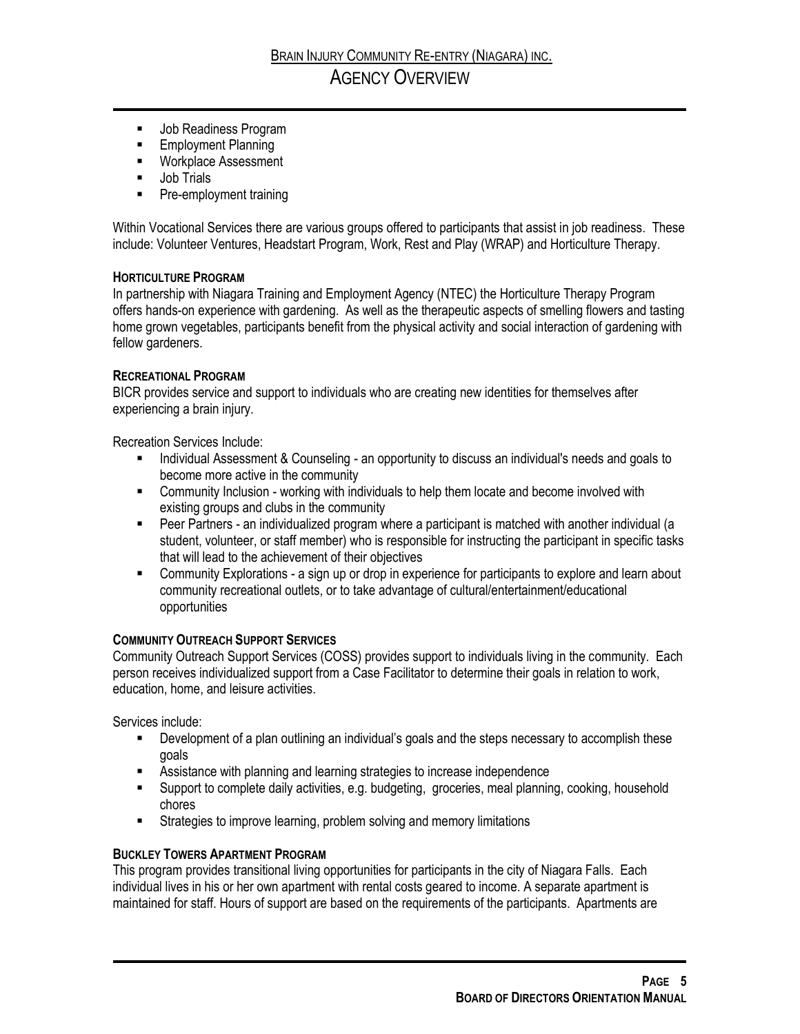- Job Readiness Program
- Employment Planning
- Workplace Assessment
- Job Trials
- Pre-employment training

Within Vocational Services there are various groups offered to participants that assist in job readiness. These include: Volunteer Ventures, Headstart Program, Work, Rest and Play (WRAP) and Horticulture Therapy.

#### HORTICULTURE PROGRAM

In partnership with Niagara Training and Employment Agency (NTEC) the Horticulture Therapy Program offers hands-on experience with gardening. As well as the therapeutic aspects of smelling flowers and tasting home grown vegetables, participants benefit from the physical activity and social interaction of gardening with fellow gardeners.

#### RECREATIONAL PROGRAM

BICR provides service and support to individuals who are creating new identities for themselves after experiencing a brain injury.

Recreation Services Include:

- Individual Assessment & Counseling - an opportunity to discuss an individual's needs and goals to become more active in the community
- Community Inclusion - working with individuals to help them locate and become involved with existing groups and clubs in the community
- Peer Partners - an individualized program where a participant is matched with another individual (a student, volunteer, or staff member) who is responsible for instructing the participant in specific tasks that will lead to the achievement of their objectives
- Community Explorations - a sign up or drop in experience for participants to explore and learn about community recreational outlets, or to take advantage of cultural/entertainment/educational opportunities

#### COMMUNITY OUTREACH SUPPORT SERVICES

Community Outreach Support Services (COSS) provides support to individuals living in the community. Each person receives individualized support from a Case Facilitator to determine their goals in relation to work, education, home, and leisure activities.

Services include:

- Development of a plan outlining an individual's goals and the steps necessary to accomplish these goals
- Assistance with planning and learning strategies to increase independence
- Support to complete daily activities, e.g. budgeting, groceries, meal planning, cooking, household chores
- Strategies to improve learning, problem solving and memory limitations

#### BUCKLEY TOWERS APARTMENT PROGRAM

This program provides transitional living opportunities for participants in the city of Niagara Falls. Each individual lives in his or her own apartment with rental costs geared to income. A separate apartment is maintained for staff. Hours of support are based on the requirements of the participants. Apartments are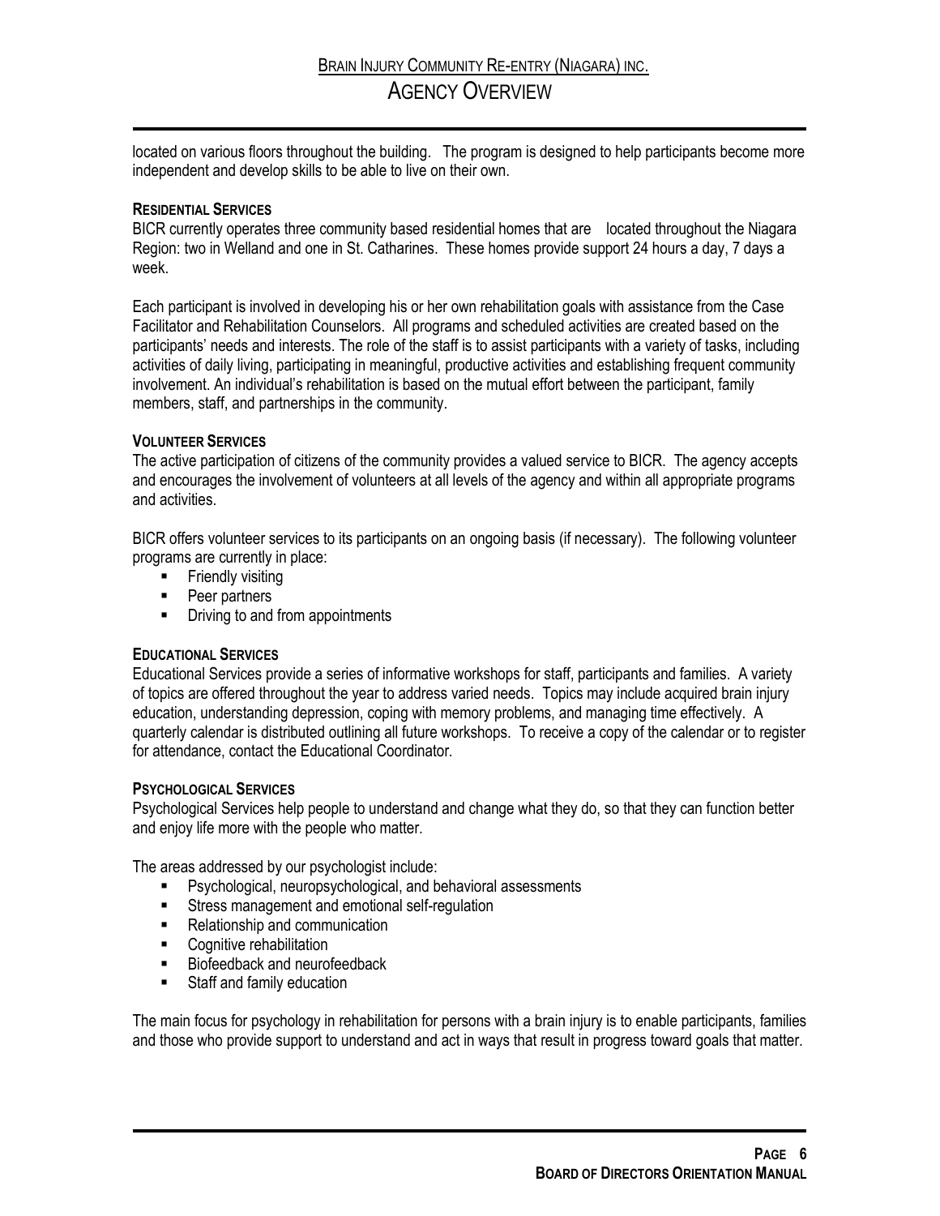located on various floors throughout the building. The program is designed to help participants become more independent and develop skills to be able to live on their own.

### Residential Services

BICR currently operates three community based residential homes that are located throughout the Niagara Region: two in Welland and one in St. Catharines. These homes provide support 24 hours a day, 7 days a week.

Each participant is involved in developing his or her own rehabilitation goals with assistance from the Case Facilitator and Rehabilitation Counselors. All programs and scheduled activities are created based on the participants' needs and interests. The role of the staff is to assist participants with a variety of tasks, including activities of daily living, participating in meaningful, productive activities and establishing frequent community involvement. An individual's rehabilitation is based on the mutual effort between the participant, family members, staff, and partnerships in the community.

### Volunteer Services

The active participation of citizens of the community provides a valued service to BICR. The agency accepts and encourages the involvement of volunteers at all levels of the agency and within all appropriate programs and activities.

BICR offers volunteer services to its participants on an ongoing basis (if necessary). The following volunteer programs are currently in place:

- Friendly visiting
- Peer partners
- Driving to and from appointments

### Educational Services

Educational Services provide a series of informative workshops for staff, participants and families. A variety of topics are offered throughout the year to address varied needs. Topics may include acquired brain injury education, understanding depression, coping with memory problems, and managing time effectively. A quarterly calendar is distributed outlining all future workshops. To receive a copy of the calendar or to register for attendance, contact the Educational Coordinator.

### Psychological Services

Psychological Services help people to understand and change what they do, so that they can function better and enjoy life more with the people who matter.

The areas addressed by our psychologist include:

- Psychological, neuropsychological, and behavioral assessments
- Stress management and emotional self-regulation
- Relationship and communication
- Cognitive rehabilitation
- Biofeedback and neurofeedback
- Staff and family education

The main focus for psychology in rehabilitation for persons with a brain injury is to enable participants, families and those who provide support to understand and act in ways that result in progress toward goals that matter.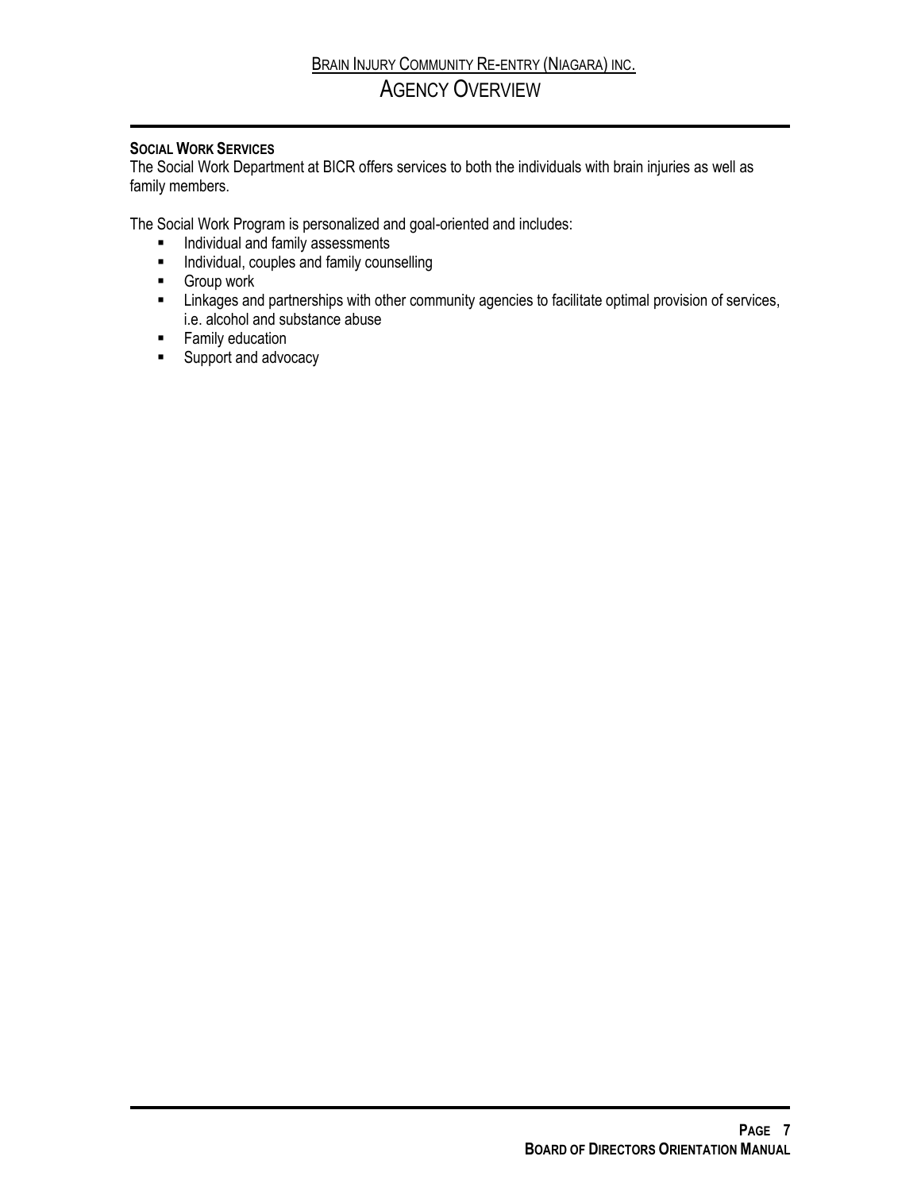### SOCIAL WORK SERVICES

The Social Work Department at BICR offers services to both the individuals with brain injuries as well as family members.

The Social Work Program is personalized and goal-oriented and includes:

- Individual and family assessments
- Individual, couples and family counselling
- Group work
- Linkages and partnerships with other community agencies to facilitate optimal provision of services, i.e. alcohol and substance abuse
- Family education
- Support and advocacy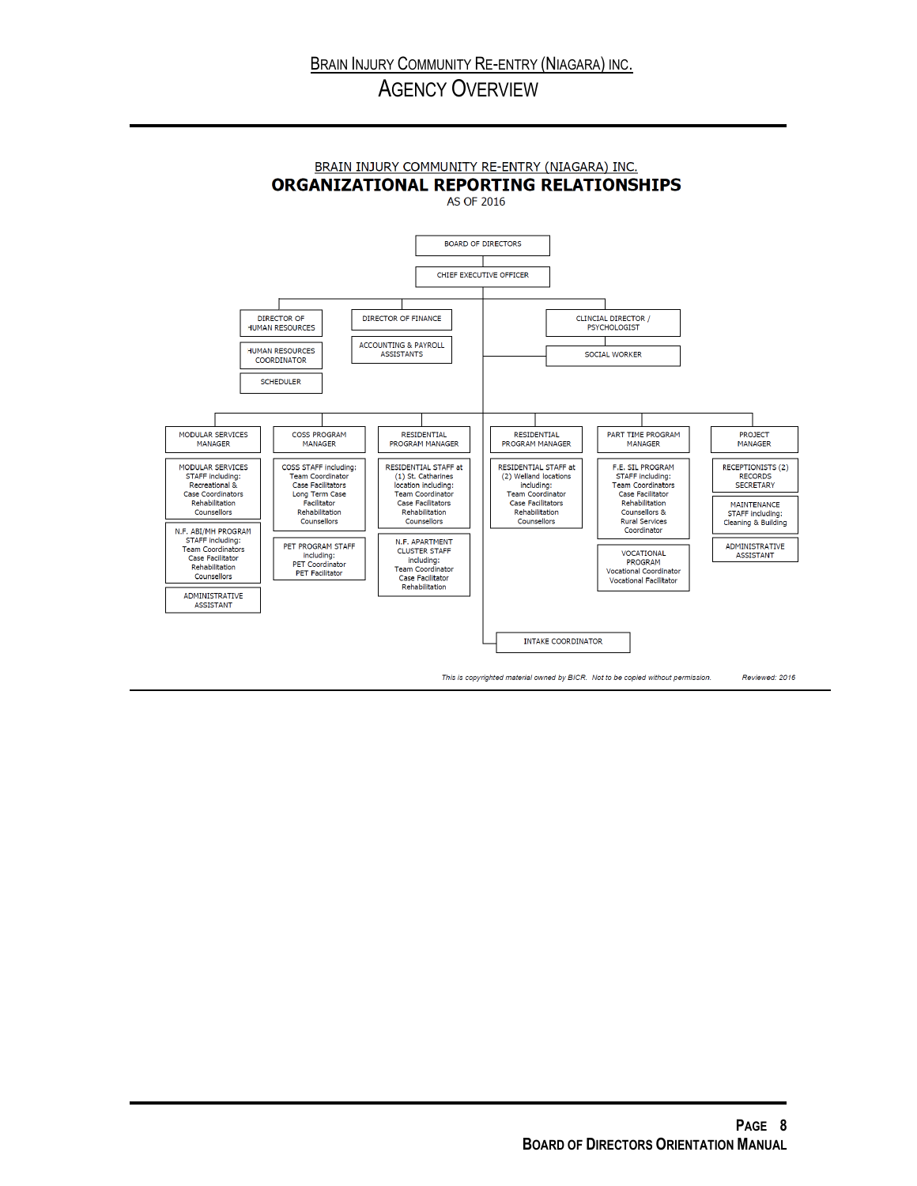BRAIN INJURY COMMUNITY RE-ENTRY (NIAGARA) INC.

# ORGANIZATIONAL REPORTING RELATIONSHIPS

AS OF 2016

BOARD OF DIRECTORS

CHIEF EXECUTIVE OFFICER

DIRECTOR OF HUMAN RESOURCES

HUMAN RESOURCES COORDINATOR

SCHEDULER

DIRECTOR OF FINANCE

ACCOUNTING & PAYROLL ASSISTANTS

CLINCIAL DIRECTOR / PSYCHOLOGIST

SOCIAL WORKER

MODULAR SERVICES MANAGER

MODULAR SERVICES STAFF including: Recreational & Case Coordinators Rehabilitation Counsellors

N.F. ABI/MH PROGRAM STAFF including: Team Coordinators Case Facilitator Rehabilitation Counsellors

ADMINISTRATIVE ASSISTANT

COSS PROGRAM MANAGER

COSS STAFF including: Team Coordinator Case Facilitators Long Term Case Facilitator Rehabilitation Counsellors

PET PROGRAM STAFF including: PET Coordinator PET Facilitator

RESIDENTIAL PROGRAM MANAGER

RESIDENTIAL STAFF at (1) St. Catharines location including: Team Coordinator Case Facilitators Rehabilitation Counsellors

N.F. APARTMENT CLUSTER STAFF including: Team Coordinator Case Facilitator Rehabilitation

RESIDENTIAL PROGRAM MANAGER

RESIDENTIAL STAFF at (2) Welland locations including: Team Coordinator Case Facilitators Rehabilitation Counsellors

PART TIME PROGRAM MANAGER

F.E. SIL PROGRAM STAFF including: Team Coordinators Case Facilitator Rehabilitation Counsellors & Rural Services Coordinator

VOCATIONAL PROGRAM Vocational Coordinator Vocational Facilitator

PROJECT MANAGER

RECEPTIONISTS (2) RECORDS SECRETARY

MAINTENANCE STAFF including: Cleaning & Building

ADMINISTRATIVE ASSISTANT

INTAKE COORDINATOR

*This is copyrighted material owned by BICR. Not to be copied without permission.* *Reviewed: 2016*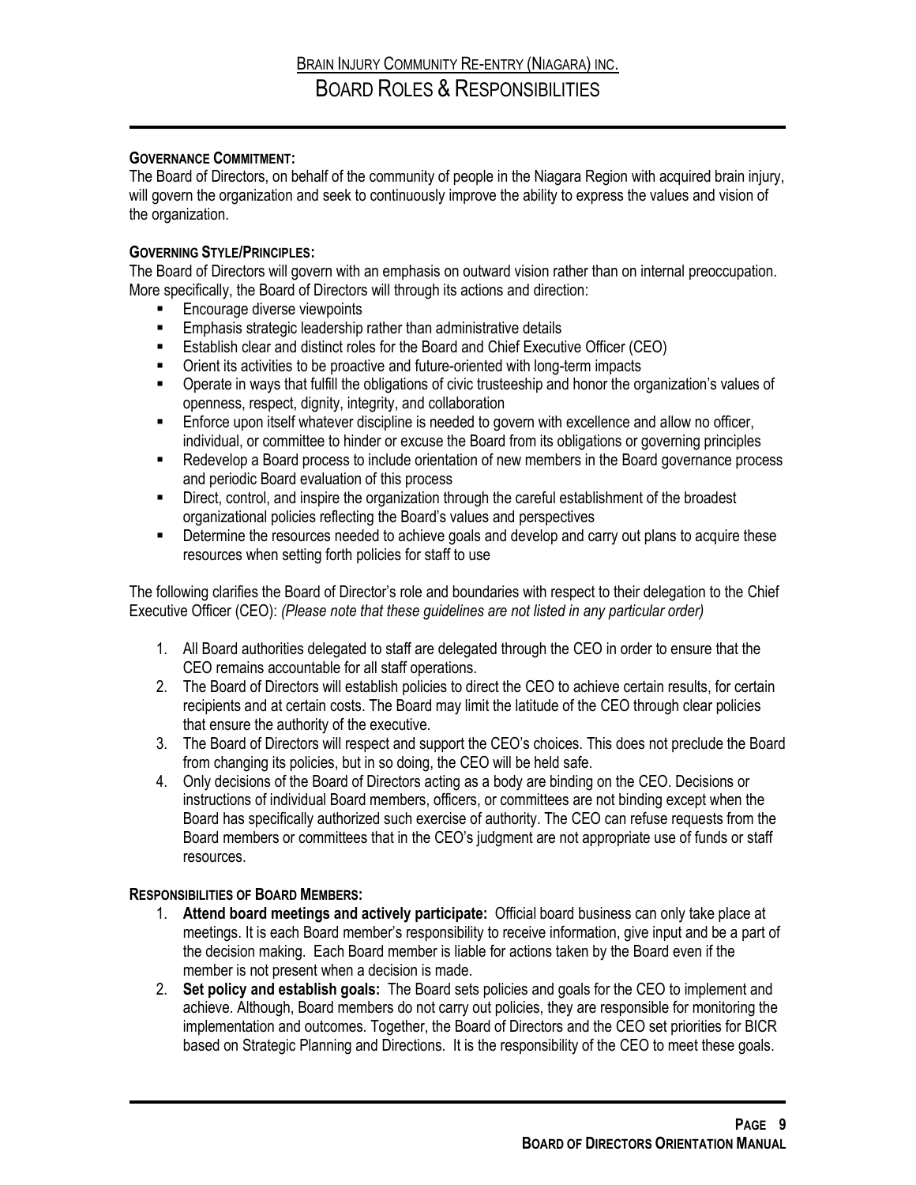# Brain Injury Community Re-entry (Niagara) Inc.

## Board Roles & Responsibilities

**Governance Commitment:**
The Board of Directors, on behalf of the community of people in the Niagara Region with acquired brain injury, will govern the organization and seek to continuously improve the ability to express the values and vision of the organization.

**Governing Style/Principles:**
The Board of Directors will govern with an emphasis on outward vision rather than on internal preoccupation. More specifically, the Board of Directors will through its actions and direction:

- Encourage diverse viewpoints
- Emphasis strategic leadership rather than administrative details
- Establish clear and distinct roles for the Board and Chief Executive Officer (CEO)
- Orient its activities to be proactive and future-oriented with long-term impacts
- Operate in ways that fulfill the obligations of civic trusteeship and honor the organization's values of openness, respect, dignity, integrity, and collaboration
- Enforce upon itself whatever discipline is needed to govern with excellence and allow no officer, individual, or committee to hinder or excuse the Board from its obligations or governing principles
- Redevelop a Board process to include orientation of new members in the Board governance process and periodic Board evaluation of this process
- Direct, control, and inspire the organization through the careful establishment of the broadest organizational policies reflecting the Board's values and perspectives
- Determine the resources needed to achieve goals and develop and carry out plans to acquire these resources when setting forth policies for staff to use

The following clarifies the Board of Director's role and boundaries with respect to their delegation to the Chief Executive Officer (CEO): *(Please note that these guidelines are not listed in any particular order)*

1. All Board authorities delegated to staff are delegated through the CEO in order to ensure that the CEO remains accountable for all staff operations.
2. The Board of Directors will establish policies to direct the CEO to achieve certain results, for certain recipients and at certain costs. The Board may limit the latitude of the CEO through clear policies that ensure the authority of the executive.
3. The Board of Directors will respect and support the CEO's choices. This does not preclude the Board from changing its policies, but in so doing, the CEO will be held safe.
4. Only decisions of the Board of Directors acting as a body are binding on the CEO. Decisions or instructions of individual Board members, officers, or committees are not binding except when the Board has specifically authorized such exercise of authority. The CEO can refuse requests from the Board members or committees that in the CEO's judgment are not appropriate use of funds or staff resources.

**Responsibilities of Board Members:**

1. **Attend board meetings and actively participate:** Official board business can only take place at meetings. It is each Board member's responsibility to receive information, give input and be a part of the decision making. Each Board member is liable for actions taken by the Board even if the member is not present when a decision is made.
2. **Set policy and establish goals:** The Board sets policies and goals for the CEO to implement and achieve. Although, Board members do not carry out policies, they are responsible for monitoring the implementation and outcomes. Together, the Board of Directors and the CEO set priorities for BICR based on Strategic Planning and Directions. It is the responsibility of the CEO to meet these goals.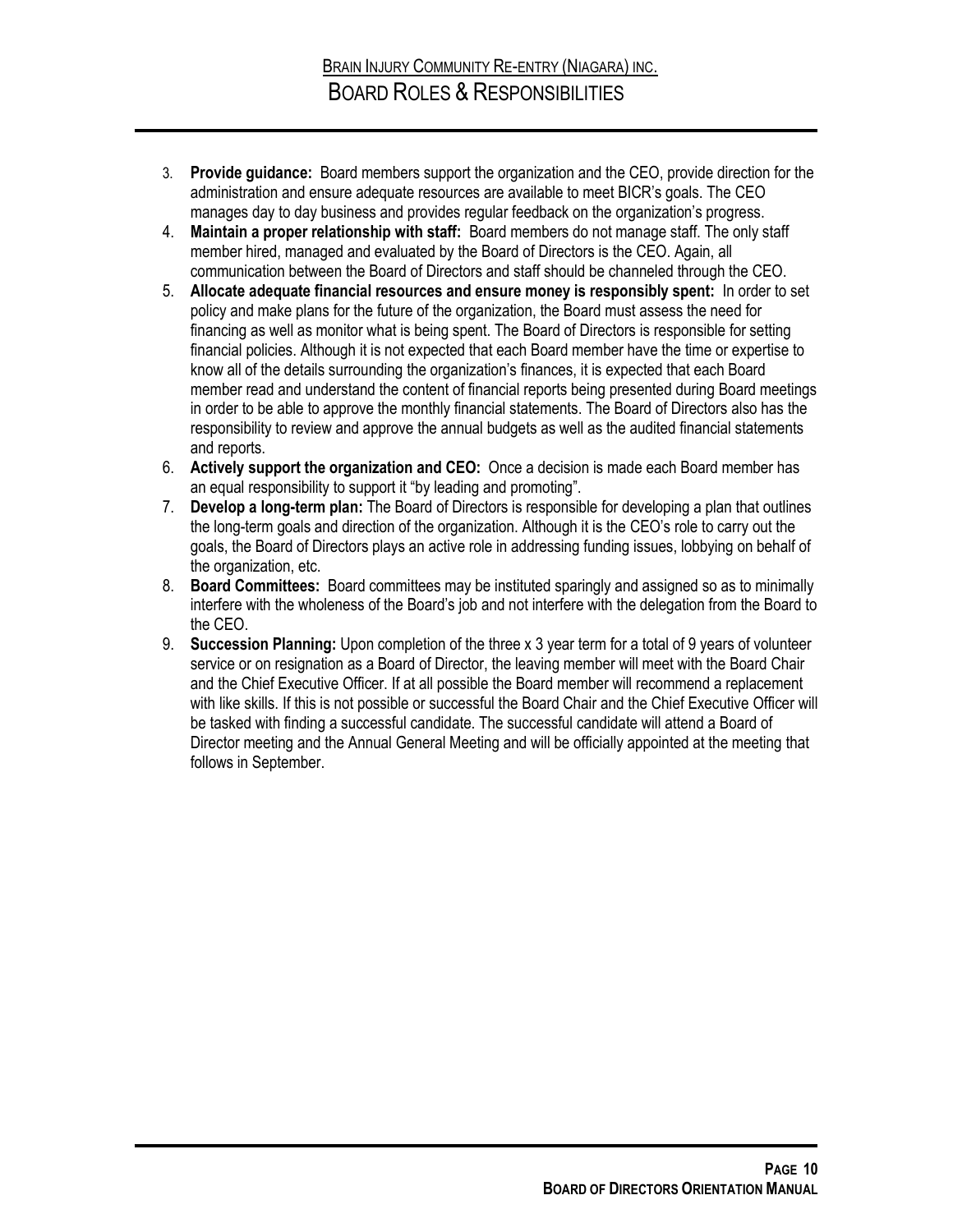3. **Provide guidance:** Board members support the organization and the CEO, provide direction for the administration and ensure adequate resources are available to meet BICR's goals. The CEO manages day to day business and provides regular feedback on the organization's progress.
4. **Maintain a proper relationship with staff:** Board members do not manage staff. The only staff member hired, managed and evaluated by the Board of Directors is the CEO. Again, all communication between the Board of Directors and staff should be channeled through the CEO.
5. **Allocate adequate financial resources and ensure money is responsibly spent:** In order to set policy and make plans for the future of the organization, the Board must assess the need for financing as well as monitor what is being spent. The Board of Directors is responsible for setting financial policies. Although it is not expected that each Board member have the time or expertise to know all of the details surrounding the organization's finances, it is expected that each Board member read and understand the content of financial reports being presented during Board meetings in order to be able to approve the monthly financial statements. The Board of Directors also has the responsibility to review and approve the annual budgets as well as the audited financial statements and reports.
6. **Actively support the organization and CEO:** Once a decision is made each Board member has an equal responsibility to support it "by leading and promoting".
7. **Develop a long-term plan:** The Board of Directors is responsible for developing a plan that outlines the long-term goals and direction of the organization. Although it is the CEO's role to carry out the goals, the Board of Directors plays an active role in addressing funding issues, lobbying on behalf of the organization, etc.
8. **Board Committees:** Board committees may be instituted sparingly and assigned so as to minimally interfere with the wholeness of the Board's job and not interfere with the delegation from the Board to the CEO.
9. **Succession Planning:** Upon completion of the three x 3 year term for a total of 9 years of volunteer service or on resignation as a Board of Director, the leaving member will meet with the Board Chair and the Chief Executive Officer. If at all possible the Board member will recommend a replacement with like skills. If this is not possible or successful the Board Chair and the Chief Executive Officer will be tasked with finding a successful candidate. The successful candidate will attend a Board of Director meeting and the Annual General Meeting and will be officially appointed at the meeting that follows in September.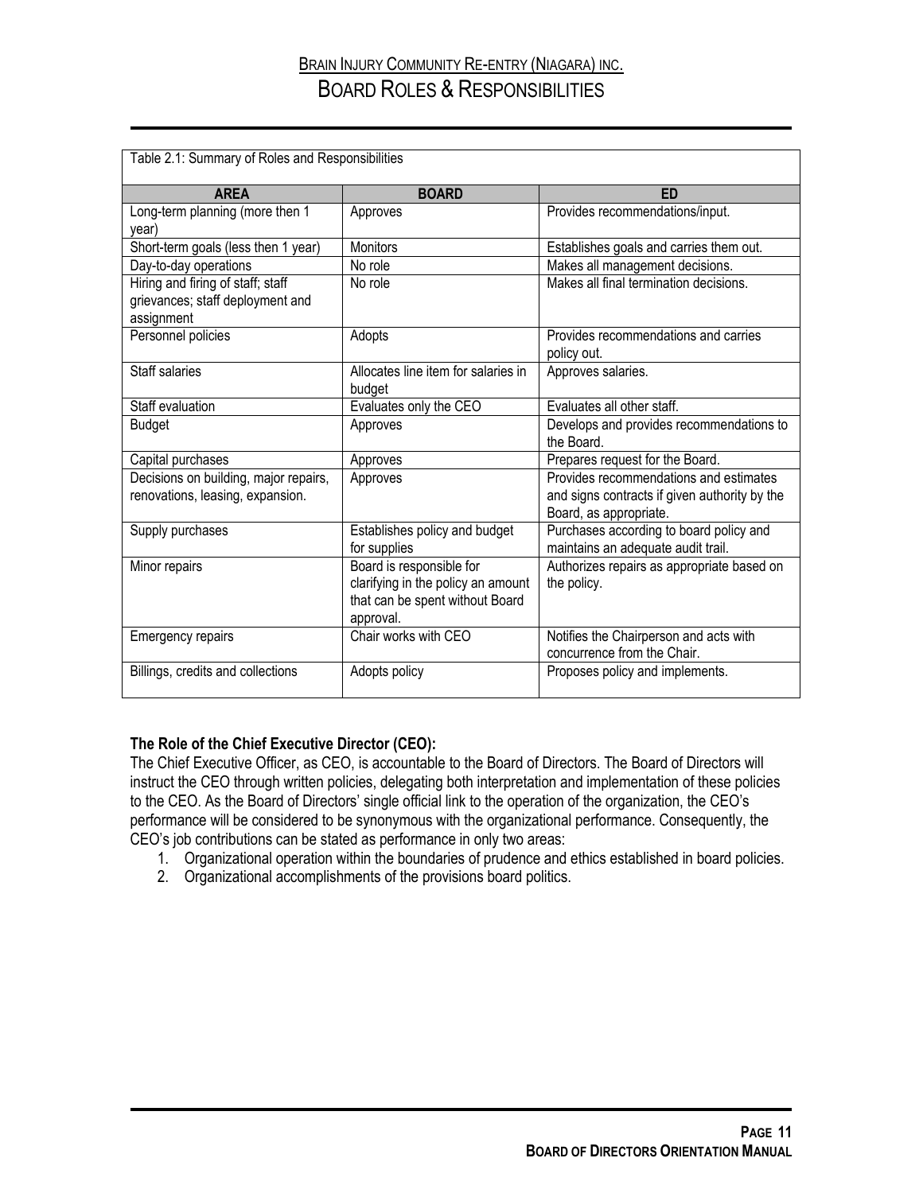Table 2.1: Summary of Roles and Responsibilities

| AREA | BOARD | ED |
|---|---|---|
| Long-term planning (more then 1 year) | Approves | Provides recommendations/input. |
| Short-term goals (less then 1 year) | Monitors | Establishes goals and carries them out. |
| Day-to-day operations | No role | Makes all management decisions. |
| Hiring and firing of staff; staff grievances; staff deployment and assignment | No role | Makes all final termination decisions. |
| Personnel policies | Adopts | Provides recommendations and carries policy out. |
| Staff salaries | Allocates line item for salaries in budget | Approves salaries. |
| Staff evaluation | Evaluates only the CEO | Evaluates all other staff. |
| Budget | Approves | Develops and provides recommendations to the Board. |
| Capital purchases | Approves | Prepares request for the Board. |
| Decisions on building, major repairs, renovations, leasing, expansion. | Approves | Provides recommendations and estimates and signs contracts if given authority by the Board, as appropriate. |
| Supply purchases | Establishes policy and budget for supplies | Purchases according to board policy and maintains an adequate audit trail. |
| Minor repairs | Board is responsible for clarifying in the policy an amount that can be spent without Board approval. | Authorizes repairs as appropriate based on the policy. |
| Emergency repairs | Chair works with CEO | Notifies the Chairperson and acts with concurrence from the Chair. |
| Billings, credits and collections | Adopts policy | Proposes policy and implements. |

**The Role of the Chief Executive Director (CEO):**

The Chief Executive Officer, as CEO, is accountable to the Board of Directors. The Board of Directors will instruct the CEO through written policies, delegating both interpretation and implementation of these policies to the CEO. As the Board of Directors' single official link to the operation of the organization, the CEO's performance will be considered to be synonymous with the organizational performance. Consequently, the CEO's job contributions can be stated as performance in only two areas:

1. Organizational operation within the boundaries of prudence and ethics established in board policies.
2. Organizational accomplishments of the provisions board politics.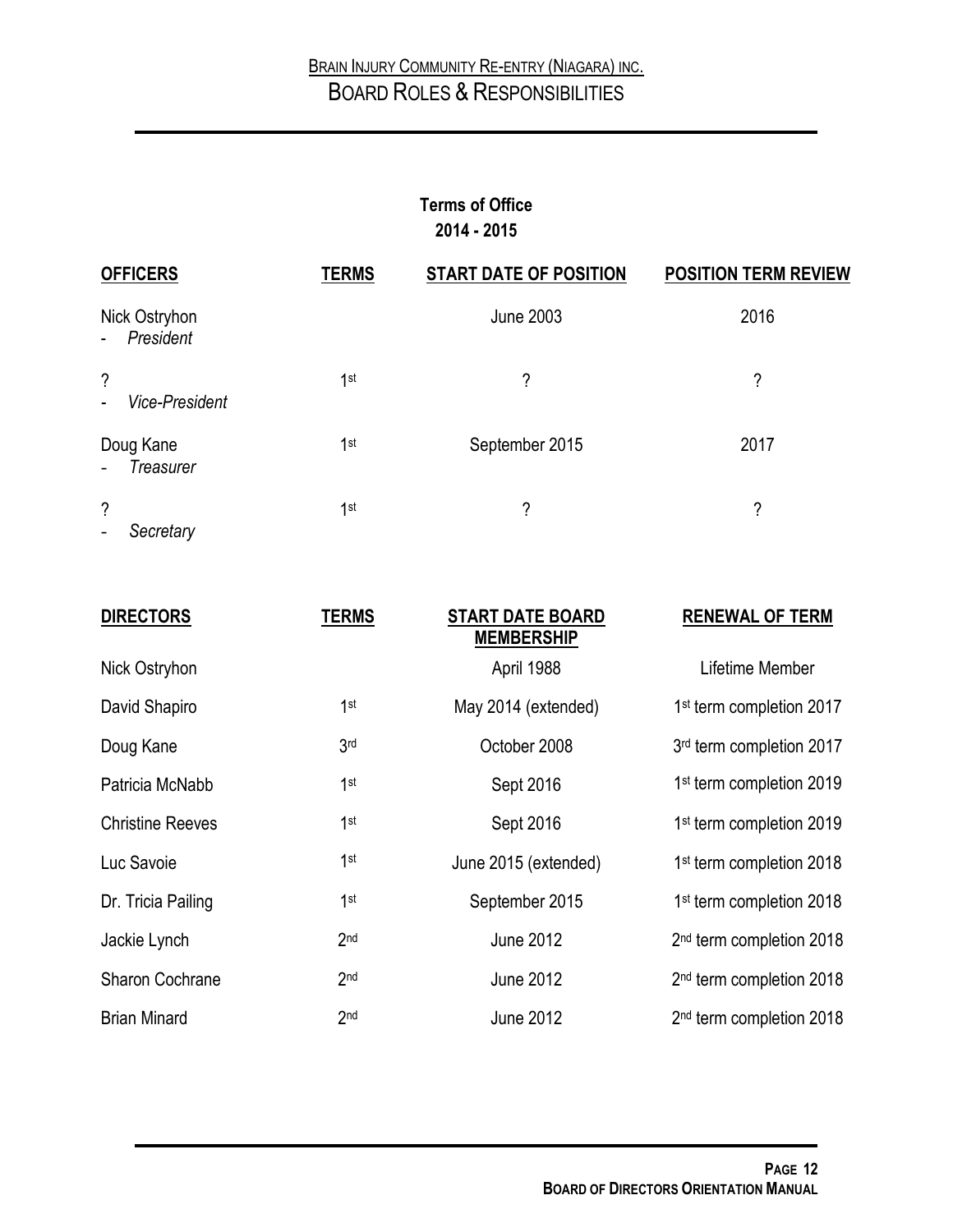## Terms of Office
### 2014 - 2015

| OFFICERS | TERMS | START DATE OF POSITION | POSITION TERM REVIEW |
|---|---|---|---|
| Nick Ostryhon<br>- *President* | | June 2003 | 2016 |
| ?<br>- *Vice-President* | 1st | ? | ? |
| Doug Kane<br>- *Treasurer* | 1st | September 2015 | 2017 |
| ?<br>- *Secretary* | 1st | ? | ? |

| DIRECTORS | TERMS | START DATE BOARD MEMBERSHIP | RENEWAL OF TERM |
|---|---|---|---|
| Nick Ostryhon | | April 1988 | Lifetime Member |
| David Shapiro | 1st | May 2014 (extended) | 1st term completion 2017 |
| Doug Kane | 3rd | October 2008 | 3rd term completion 2017 |
| Patricia McNabb | 1st | Sept 2016 | 1st term completion 2019 |
| Christine Reeves | 1st | Sept 2016 | 1st term completion 2019 |
| Luc Savoie | 1st | June 2015 (extended) | 1st term completion 2018 |
| Dr. Tricia Pailing | 1st | September 2015 | 1st term completion 2018 |
| Jackie Lynch | 2nd | June 2012 | 2nd term completion 2018 |
| Sharon Cochrane | 2nd | June 2012 | 2nd term completion 2018 |
| Brian Minard | 2nd | June 2012 | 2nd term completion 2018 |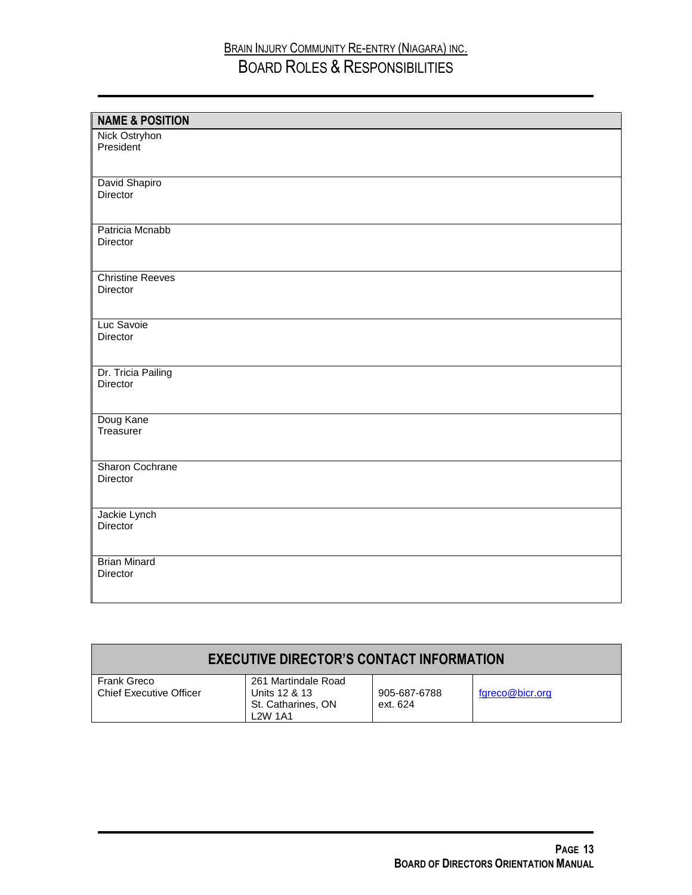# BRAIN INJURY COMMUNITY RE-ENTRY (NIAGARA) INC.
## BOARD ROLES & RESPONSIBILITIES

| NAME & POSITION |
|---|
| Nick Ostryhon<br>President |
| David Shapiro<br>Director |
| Patricia Mcnabb<br>Director |
| Christine Reeves<br>Director |
| Luc Savoie<br>Director |
| Dr. Tricia Pailing<br>Director |
| Doug Kane<br>Treasurer |
| Sharon Cochrane<br>Director |
| Jackie Lynch<br>Director |
| Brian Minard<br>Director |

| EXECUTIVE DIRECTOR'S CONTACT INFORMATION | | | |
|---|---|---|---|
| Frank Greco<br>Chief Executive Officer | 261 Martindale Road<br>Units 12 & 13<br>St. Catharines, ON<br>L2W 1A1 | 905-687-6788<br>ext. 624 | fgreco@bicr.org |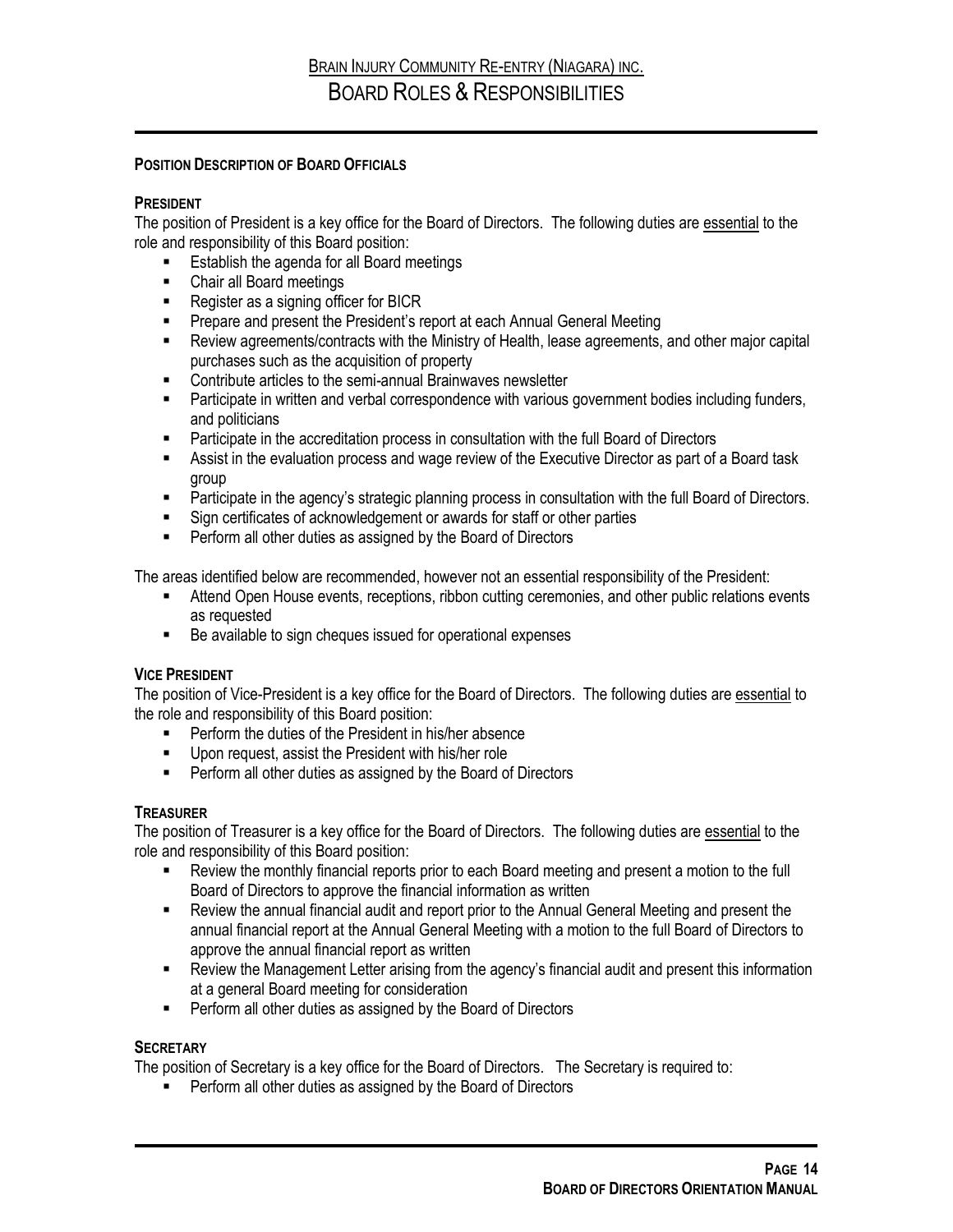## Position Description of Board Officials

### President

The position of President is a key office for the Board of Directors. The following duties are essential to the role and responsibility of this Board position:

- Establish the agenda for all Board meetings
- Chair all Board meetings
- Register as a signing officer for BICR
- Prepare and present the President's report at each Annual General Meeting
- Review agreements/contracts with the Ministry of Health, lease agreements, and other major capital purchases such as the acquisition of property
- Contribute articles to the semi-annual Brainwaves newsletter
- Participate in written and verbal correspondence with various government bodies including funders, and politicians
- Participate in the accreditation process in consultation with the full Board of Directors
- Assist in the evaluation process and wage review of the Executive Director as part of a Board task group
- Participate in the agency's strategic planning process in consultation with the full Board of Directors.
- Sign certificates of acknowledgement or awards for staff or other parties
- Perform all other duties as assigned by the Board of Directors

The areas identified below are recommended, however not an essential responsibility of the President:

- Attend Open House events, receptions, ribbon cutting ceremonies, and other public relations events as requested
- Be available to sign cheques issued for operational expenses

### Vice President

The position of Vice-President is a key office for the Board of Directors. The following duties are essential to the role and responsibility of this Board position:

- Perform the duties of the President in his/her absence
- Upon request, assist the President with his/her role
- Perform all other duties as assigned by the Board of Directors

### Treasurer

The position of Treasurer is a key office for the Board of Directors. The following duties are essential to the role and responsibility of this Board position:

- Review the monthly financial reports prior to each Board meeting and present a motion to the full Board of Directors to approve the financial information as written
- Review the annual financial audit and report prior to the Annual General Meeting and present the annual financial report at the Annual General Meeting with a motion to the full Board of Directors to approve the annual financial report as written
- Review the Management Letter arising from the agency's financial audit and present this information at a general Board meeting for consideration
- Perform all other duties as assigned by the Board of Directors

### Secretary

The position of Secretary is a key office for the Board of Directors. The Secretary is required to:

- Perform all other duties as assigned by the Board of Directors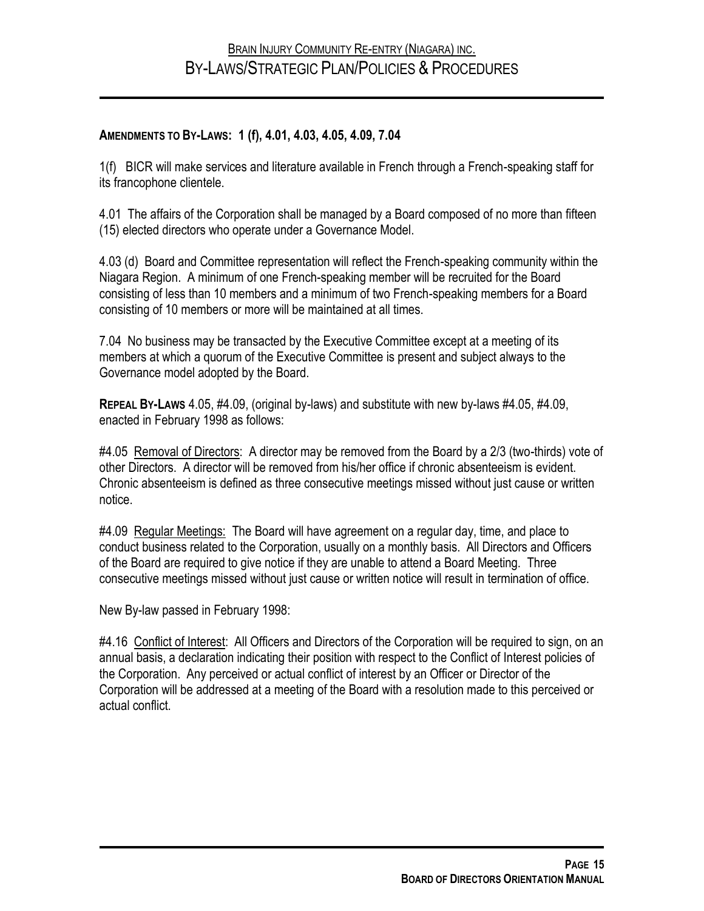## AMENDMENTS TO BY-LAWS: 1 (f), 4.01, 4.03, 4.05, 4.09, 7.04

1(f) BICR will make services and literature available in French through a French-speaking staff for its francophone clientele.

4.01 The affairs of the Corporation shall be managed by a Board composed of no more than fifteen (15) elected directors who operate under a Governance Model.

4.03 (d) Board and Committee representation will reflect the French-speaking community within the Niagara Region. A minimum of one French-speaking member will be recruited for the Board consisting of less than 10 members and a minimum of two French-speaking members for a Board consisting of 10 members or more will be maintained at all times.

7.04 No business may be transacted by the Executive Committee except at a meeting of its members at which a quorum of the Executive Committee is present and subject always to the Governance model adopted by the Board.

**REPEAL BY-LAWS** 4.05, #4.09, (original by-laws) and substitute with new by-laws #4.05, #4.09, enacted in February 1998 as follows:

#4.05 Removal of Directors: A director may be removed from the Board by a 2/3 (two-thirds) vote of other Directors. A director will be removed from his/her office if chronic absenteeism is evident. Chronic absenteeism is defined as three consecutive meetings missed without just cause or written notice.

#4.09 Regular Meetings: The Board will have agreement on a regular day, time, and place to conduct business related to the Corporation, usually on a monthly basis. All Directors and Officers of the Board are required to give notice if they are unable to attend a Board Meeting. Three consecutive meetings missed without just cause or written notice will result in termination of office.

New By-law passed in February 1998:

#4.16 Conflict of Interest: All Officers and Directors of the Corporation will be required to sign, on an annual basis, a declaration indicating their position with respect to the Conflict of Interest policies of the Corporation. Any perceived or actual conflict of interest by an Officer or Director of the Corporation will be addressed at a meeting of the Board with a resolution made to this perceived or actual conflict.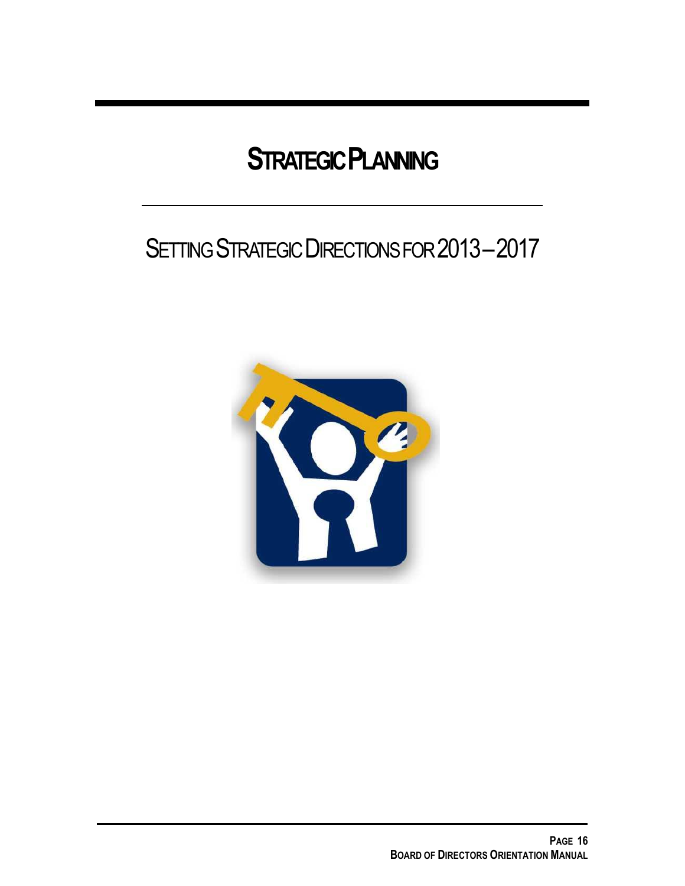# STRATEGIC PLANNING

## SETTING STRATEGIC DIRECTIONS FOR 2013 – 2017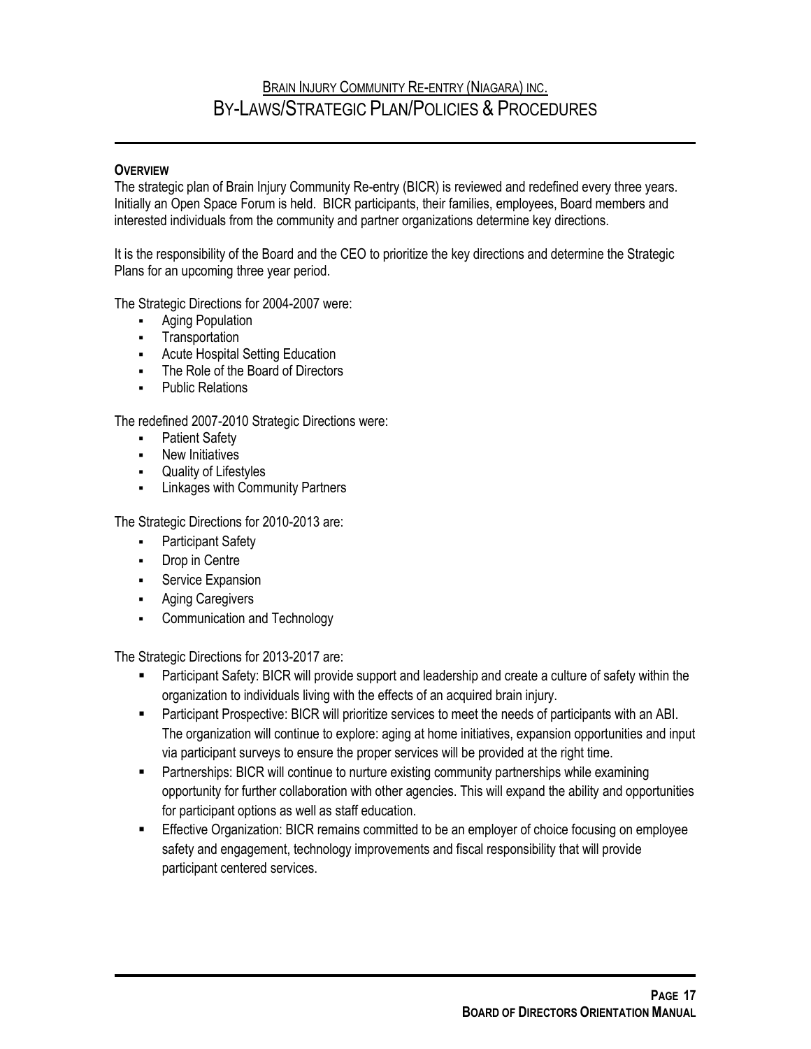## Overview

The strategic plan of Brain Injury Community Re-entry (BICR) is reviewed and redefined every three years. Initially an Open Space Forum is held. BICR participants, their families, employees, Board members and interested individuals from the community and partner organizations determine key directions.

It is the responsibility of the Board and the CEO to prioritize the key directions and determine the Strategic Plans for an upcoming three year period.

The Strategic Directions for 2004-2007 were:

- Aging Population
- Transportation
- Acute Hospital Setting Education
- The Role of the Board of Directors
- Public Relations

The redefined 2007-2010 Strategic Directions were:

- Patient Safety
- New Initiatives
- Quality of Lifestyles
- Linkages with Community Partners

The Strategic Directions for 2010-2013 are:

- Participant Safety
- Drop in Centre
- Service Expansion
- Aging Caregivers
- Communication and Technology

The Strategic Directions for 2013-2017 are:

- Participant Safety: BICR will provide support and leadership and create a culture of safety within the organization to individuals living with the effects of an acquired brain injury.
- Participant Prospective: BICR will prioritize services to meet the needs of participants with an ABI. The organization will continue to explore: aging at home initiatives, expansion opportunities and input via participant surveys to ensure the proper services will be provided at the right time.
- Partnerships: BICR will continue to nurture existing community partnerships while examining opportunity for further collaboration with other agencies. This will expand the ability and opportunities for participant options as well as staff education.
- Effective Organization: BICR remains committed to be an employer of choice focusing on employee safety and engagement, technology improvements and fiscal responsibility that will provide participant centered services.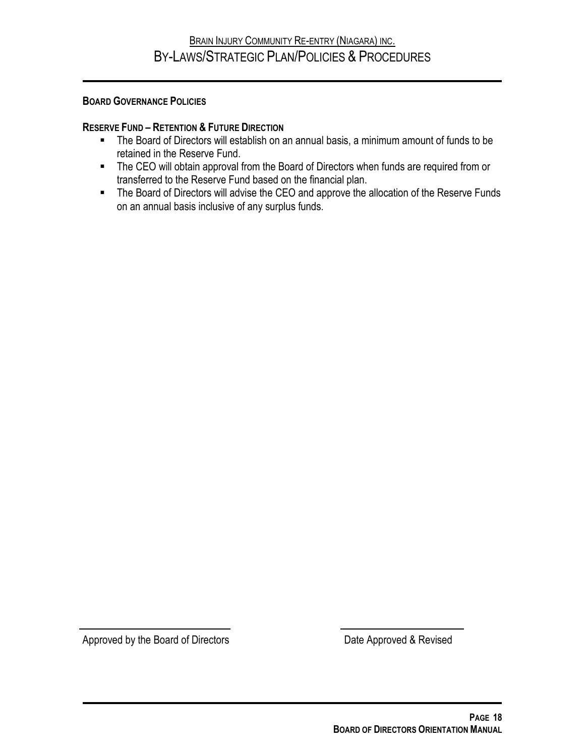## BOARD GOVERNANCE POLICIES

### RESERVE FUND – RETENTION & FUTURE DIRECTION

- The Board of Directors will establish on an annual basis, a minimum amount of funds to be retained in the Reserve Fund.
- The CEO will obtain approval from the Board of Directors when funds are required from or transferred to the Reserve Fund based on the financial plan.
- The Board of Directors will advise the CEO and approve the allocation of the Reserve Funds on an annual basis inclusive of any surplus funds.

Approved by the Board of Directors

Date Approved & Revised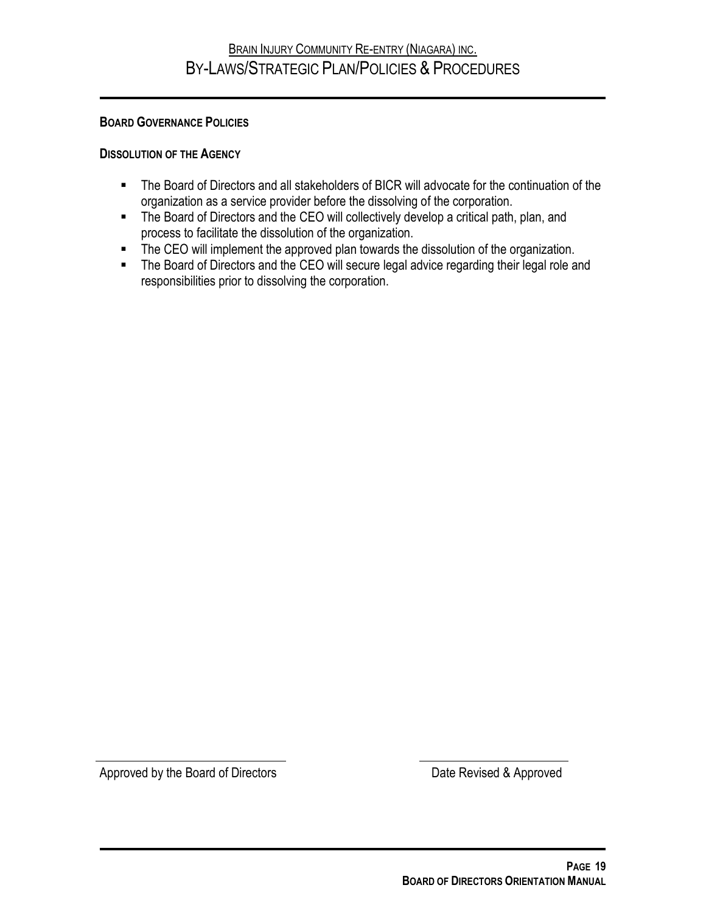**BOARD GOVERNANCE POLICIES**

**DISSOLUTION OF THE AGENCY**

- The Board of Directors and all stakeholders of BICR will advocate for the continuation of the organization as a service provider before the dissolving of the corporation.
- The Board of Directors and the CEO will collectively develop a critical path, plan, and process to facilitate the dissolution of the organization.
- The CEO will implement the approved plan towards the dissolution of the organization.
- The Board of Directors and the CEO will secure legal advice regarding their legal role and responsibilities prior to dissolving the corporation.

Approved by the Board of Directors

Date Revised & Approved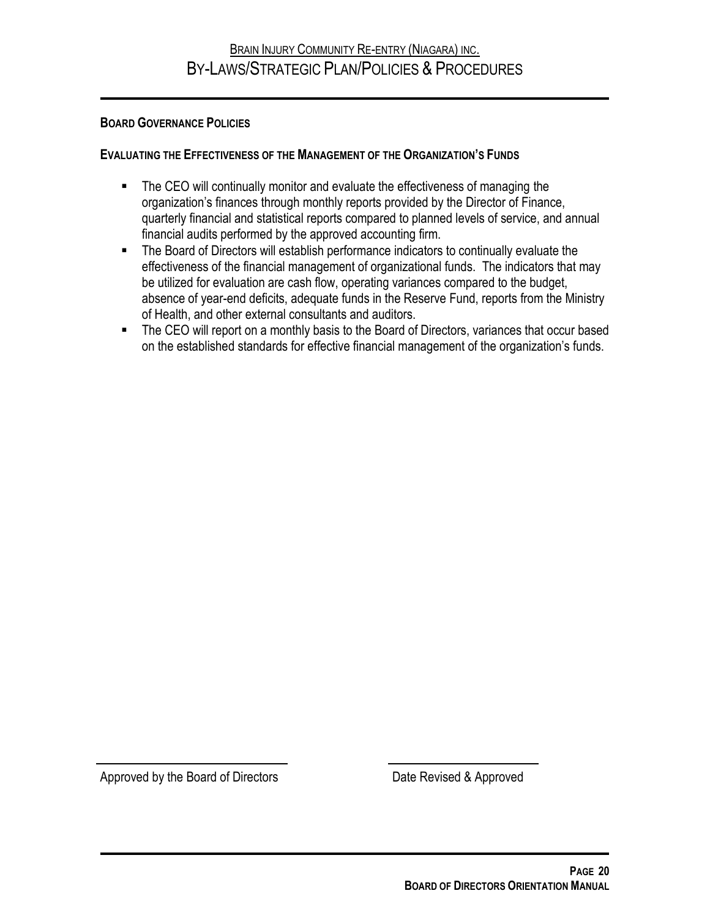**BOARD GOVERNANCE POLICIES**

**EVALUATING THE EFFECTIVENESS OF THE MANAGEMENT OF THE ORGANIZATION'S FUNDS**

- The CEO will continually monitor and evaluate the effectiveness of managing the organization's finances through monthly reports provided by the Director of Finance, quarterly financial and statistical reports compared to planned levels of service, and annual financial audits performed by the approved accounting firm.
- The Board of Directors will establish performance indicators to continually evaluate the effectiveness of the financial management of organizational funds. The indicators that may be utilized for evaluation are cash flow, operating variances compared to the budget, absence of year-end deficits, adequate funds in the Reserve Fund, reports from the Ministry of Health, and other external consultants and auditors.
- The CEO will report on a monthly basis to the Board of Directors, variances that occur based on the established standards for effective financial management of the organization's funds.

Approved by the Board of Directors

Date Revised & Approved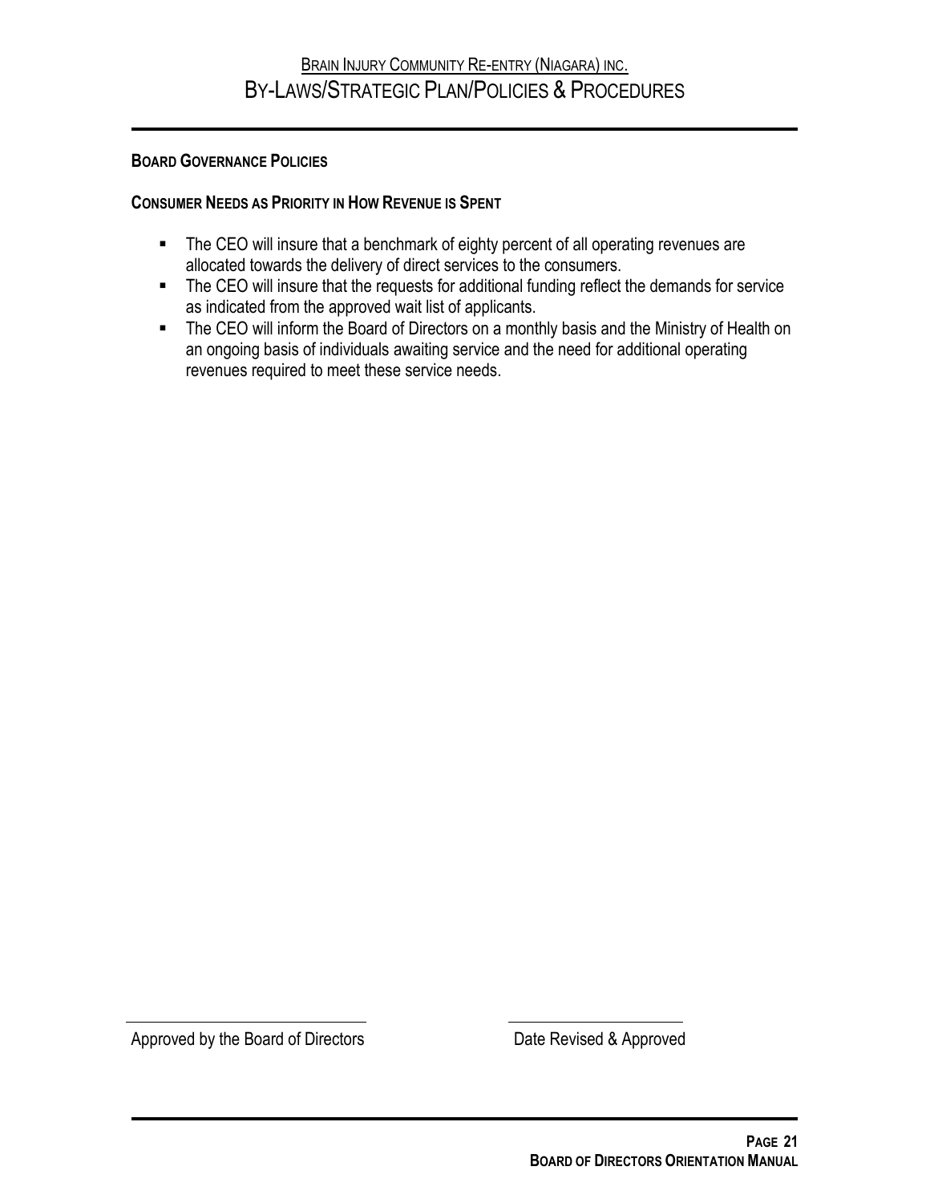**BOARD GOVERNANCE POLICIES**

**CONSUMER NEEDS AS PRIORITY IN HOW REVENUE IS SPENT**

- The CEO will insure that a benchmark of eighty percent of all operating revenues are allocated towards the delivery of direct services to the consumers.
- The CEO will insure that the requests for additional funding reflect the demands for service as indicated from the approved wait list of applicants.
- The CEO will inform the Board of Directors on a monthly basis and the Ministry of Health on an ongoing basis of individuals awaiting service and the need for additional operating revenues required to meet these service needs.

Approved by the Board of Directors

Date Revised & Approved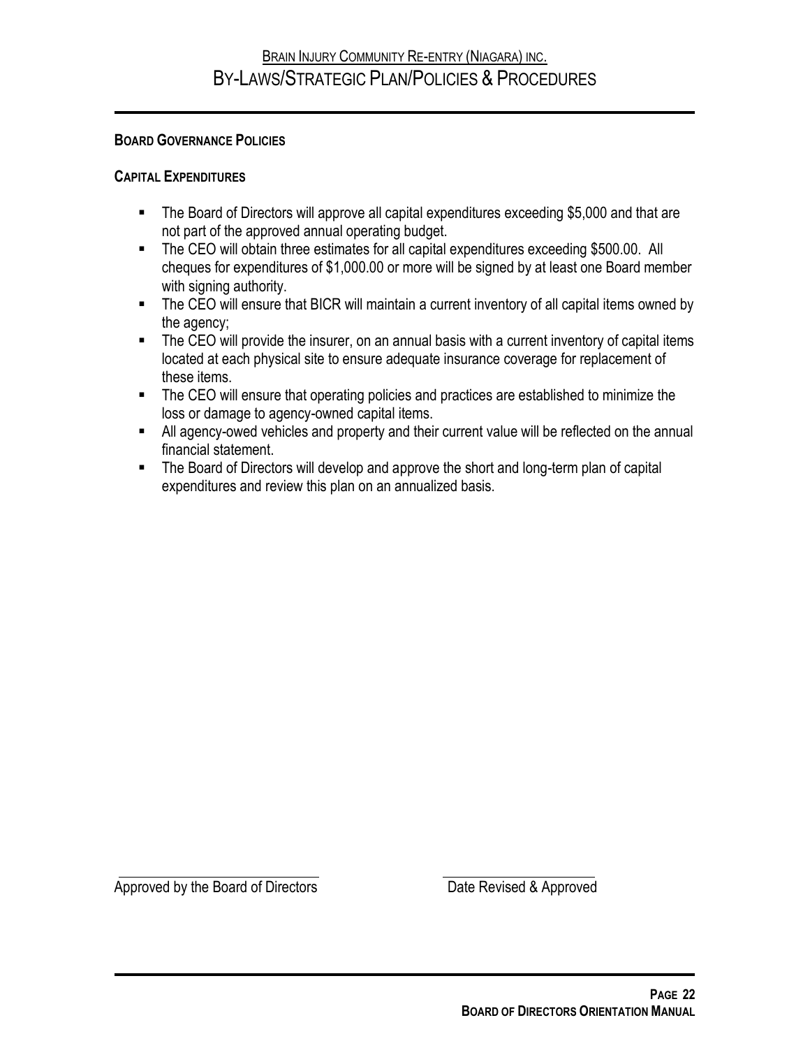## Board Governance Policies

### Capital Expenditures

- The Board of Directors will approve all capital expenditures exceeding $5,000 and that are not part of the approved annual operating budget.
- The CEO will obtain three estimates for all capital expenditures exceeding $500.00. All cheques for expenditures of $1,000.00 or more will be signed by at least one Board member with signing authority.
- The CEO will ensure that BICR will maintain a current inventory of all capital items owned by the agency;
- The CEO will provide the insurer, on an annual basis with a current inventory of capital items located at each physical site to ensure adequate insurance coverage for replacement of these items.
- The CEO will ensure that operating policies and practices are established to minimize the loss or damage to agency-owned capital items.
- All agency-owed vehicles and property and their current value will be reflected on the annual financial statement.
- The Board of Directors will develop and approve the short and long-term plan of capital expenditures and review this plan on an annualized basis.

Approved by the Board of Directors

Date Revised & Approved